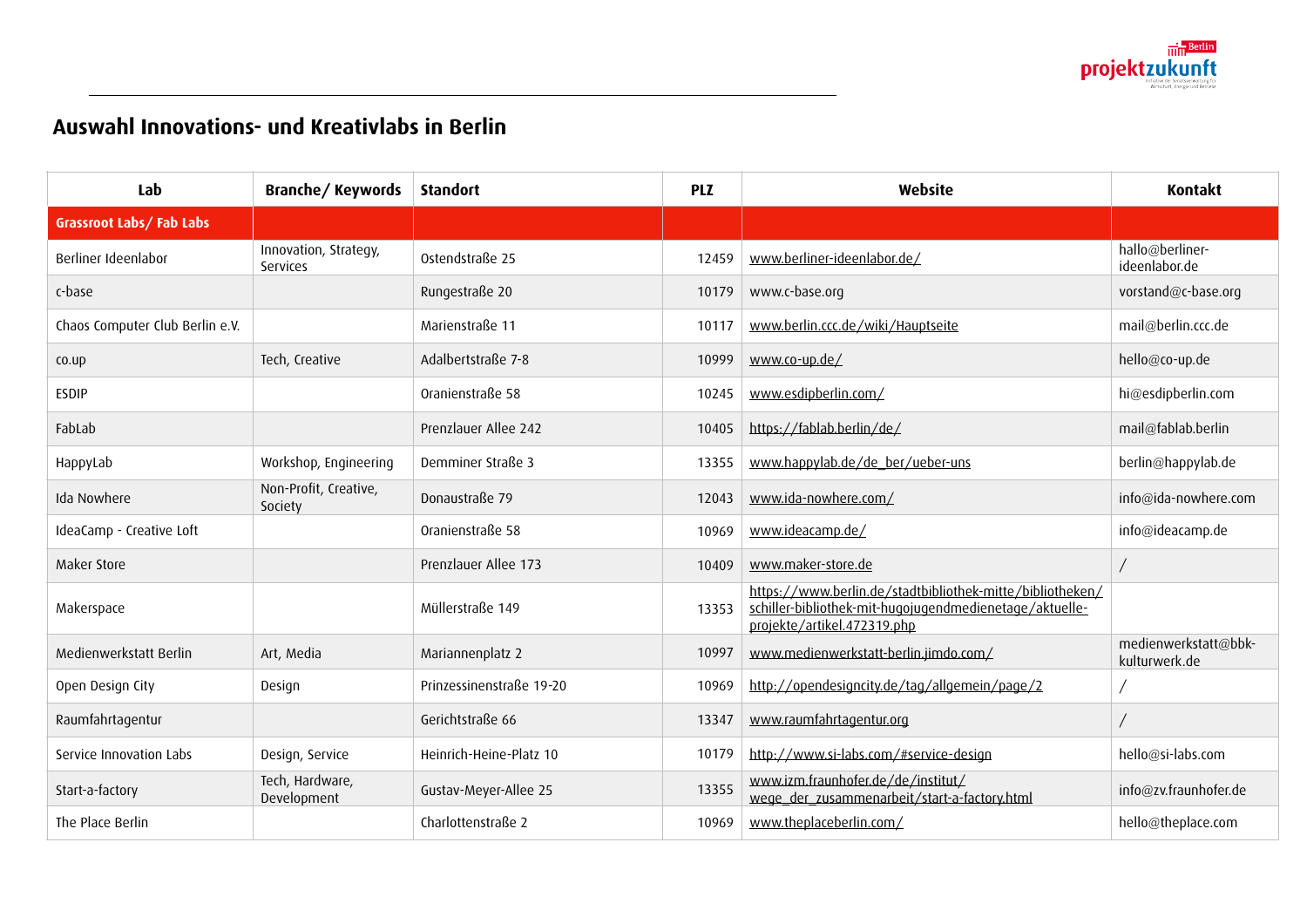# Auswahl Innovations- und Kreativlabs in Berlin

| Lab | Branche/ Keywords | Standort | PLZ | Website | Kontakt |
|---|---|---|---|---|---|
| **Grassroot Labs/ Fab Labs** | | | | | |
| Berliner Ideenlabor | Innovation, Strategy, Services | Ostendstraße 25 | 12459 | www.berliner-ideenlabor.de/ | hallo@berliner-ideenlabor.de |
| c-base | | Rungestraße 20 | 10179 | www.c-base.org | vorstand@c-base.org |
| Chaos Computer Club Berlin e.V. | | Marienstraße 11 | 10117 | www.berlin.ccc.de/wiki/Hauptseite | mail@berlin.ccc.de |
| co.up | Tech, Creative | Adalbertstraße 7-8 | 10999 | www.co-up.de/ | hello@co-up.de |
| ESDIP | | Oranienstraße 58 | 10245 | www.esdipberlin.com/ | hi@esdipberlin.com |
| FabLab | | Prenzlauer Allee 242 | 10405 | https://fablab.berlin/de/ | mail@fablab.berlin |
| HappyLab | Workshop, Engineering | Demminer Straße 3 | 13355 | www.happylab.de/de_ber/ueber-uns | berlin@happylab.de |
| Ida Nowhere | Non-Profit, Creative, Society | Donaustraße 79 | 12043 | www.ida-nowhere.com/ | info@ida-nowhere.com |
| IdeaCamp - Creative Loft | | Oranienstraße 58 | 10969 | www.ideacamp.de/ | info@ideacamp.de |
| Maker Store | | Prenzlauer Allee 173 | 10409 | www.maker-store.de | / |
| Makerspace | | Müllerstraße 149 | 13353 | https://www.berlin.de/stadtbibliothek-mitte/bibliotheken/schiller-bibliothek-mit-hugojugendmedienetage/aktuelle-projekte/artikel.472319.php | |
| Medienwerkstatt Berlin | Art, Media | Mariannenplatz 2 | 10997 | www.medienwerkstatt-berlin.jimdo.com/ | medienwerkstatt@bbk-kulturwerk.de |
| Open Design City | Design | Prinzessinenstraße 19-20 | 10969 | http://opendesigncity.de/tag/allgemein/page/2 | / |
| Raumfahrtagentur | | Gerichtstraße 66 | 13347 | www.raumfahrtagentur.org | / |
| Service Innovation Labs | Design, Service | Heinrich-Heine-Platz 10 | 10179 | http://www.si-labs.com/#service-design | hello@si-labs.com |
| Start-a-factory | Tech, Hardware, Development | Gustav-Meyer-Allee 25 | 13355 | www.izm.fraunhofer.de/de/institut/wege_der_zusammenarbeit/start-a-factory.html | info@zv.fraunhofer.de |
| The Place Berlin | | Charlottenstraße 2 | 10969 | www.theplaceberlin.com/ | hello@theplace.com |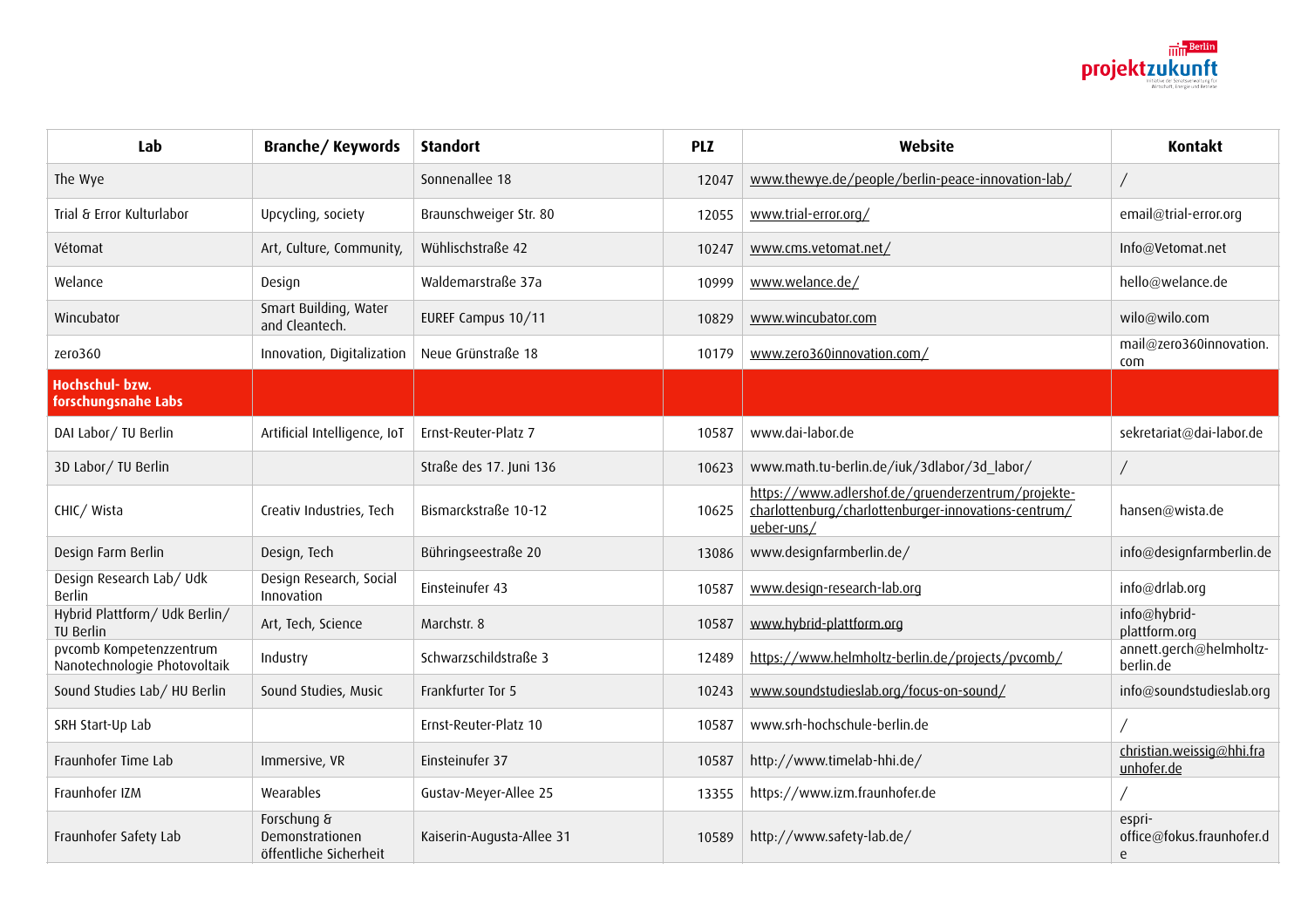| Lab | Branche/ Keywords | Standort | PLZ | Website | Kontakt |
|---|---|---|---|---|---|
| The Wye | | Sonnenallee 18 | 12047 | www.thewye.de/people/berlin-peace-innovation-lab/ | / |
| Trial & Error Kulturlabor | Upcycling, society | Braunschweiger Str. 80 | 12055 | www.trial-error.org/ | email@trial-error.org |
| Vétomat | Art, Culture, Community, | Wühlischstraße 42 | 10247 | www.cms.vetomat.net/ | Info@Vetomat.net |
| Welance | Design | Waldemarstraße 37a | 10999 | www.welance.de/ | hello@welance.de |
| Wincubator | Smart Building, Water and Cleantech. | EUREF Campus 10/11 | 10829 | www.wincubator.com | wilo@wilo.com |
| zero360 | Innovation, Digitalization | Neue Grünstraße 18 | 10179 | www.zero360innovation.com/ | mail@zero360innovation.com |
| **Hochschul- bzw. forschungsnahe Labs** | | | | | |
| DAI Labor/ TU Berlin | Artificial Intelligence, IoT | Ernst-Reuter-Platz 7 | 10587 | www.dai-labor.de | sekretariat@dai-labor.de |
| 3D Labor/ TU Berlin | | Straße des 17. Juni 136 | 10623 | www.math.tu-berlin.de/iuk/3dlabor/3d_labor/ | / |
| CHIC/ Wista | Creativ Industries, Tech | Bismarckstraße 10-12 | 10625 | https://www.adlershof.de/gruenderzentrum/projekte-charlottenburg/charlottenburger-innovations-centrum/ueber-uns/ | hansen@wista.de |
| Design Farm Berlin | Design, Tech | Bühringseestraße 20 | 13086 | www.designfarmberlin.de/ | info@designfarmberlin.de |
| Design Research Lab/ Udk Berlin | Design Research, Social Innovation | Einsteinufer 43 | 10587 | www.design-research-lab.org | info@drlab.org |
| Hybrid Plattform/ Udk Berlin/ TU Berlin | Art, Tech, Science | Marchstr. 8 | 10587 | www.hybrid-plattform.org | info@hybrid-plattform.org |
| pvcomb Kompetenzzentrum Nanotechnologie Photovoltaik | Industry | Schwarzschildstraße 3 | 12489 | https://www.helmholtz-berlin.de/projects/pvcomb/ | annett.gerch@helmholtz-berlin.de |
| Sound Studies Lab/ HU Berlin | Sound Studies, Music | Frankfurter Tor 5 | 10243 | www.soundstudieslab.org/focus-on-sound/ | info@soundstudieslab.org |
| SRH Start-Up Lab | | Ernst-Reuter-Platz 10 | 10587 | www.srh-hochschule-berlin.de | / |
| Fraunhofer Time Lab | Immersive, VR | Einsteinufer 37 | 10587 | http://www.timelab-hhi.de/ | christian.weissig@hhi.fraunhofer.de |
| Fraunhofer IZM | Wearables | Gustav-Meyer-Allee 25 | 13355 | https://www.izm.fraunhofer.de | / |
| Fraunhofer Safety Lab | Forschung & Demonstrationen öffentliche Sicherheit | Kaiserin-Augusta-Allee 31 | 10589 | http://www.safety-lab.de/ | espri-office@fokus.fraunhofer.de |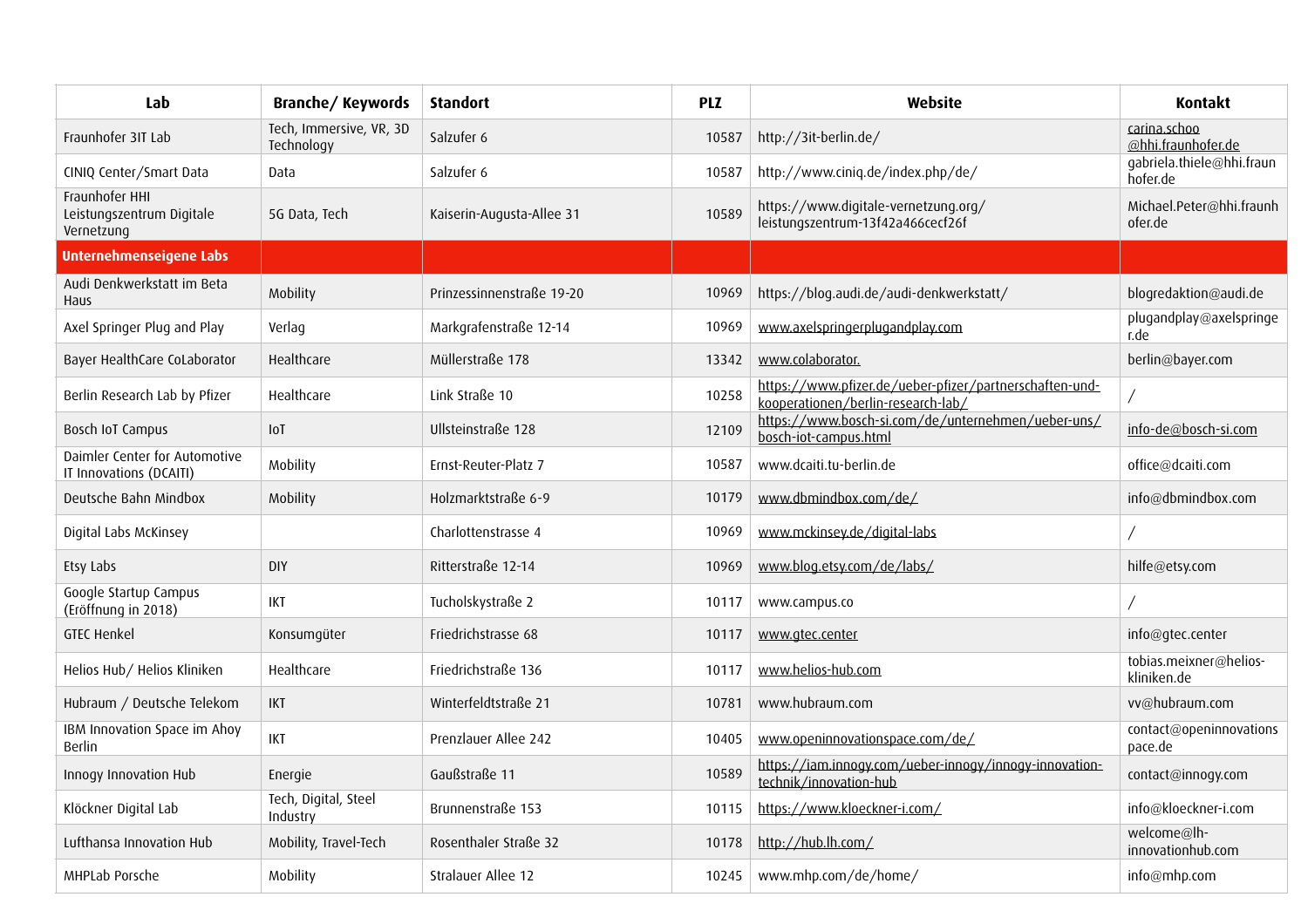| Lab | Branche/ Keywords | Standort | PLZ | Website | Kontakt |
|---|---|---|---|---|---|
| Fraunhofer 3IT Lab | Tech, Immersive, VR, 3D Technology | Salzufer 6 | 10587 | http://3it-berlin.de/ | carina.schoo @hhi.fraunhofer.de |
| CINIQ Center/Smart Data | Data | Salzufer 6 | 10587 | http://www.ciniq.de/index.php/de/ | gabriela.thiele@hhi.fraunhofer.de |
| Fraunhofer HHI Leistungszentrum Digitale Vernetzung | 5G Data, Tech | Kaiserin-Augusta-Allee 31 | 10589 | https://www.digitale-vernetzung.org/leistungszentrum-13f42a466cecf26f | Michael.Peter@hhi.fraunhofer.de |
| **Unternehmenseigene Labs** | | | | | |
| Audi Denkwerkstatt im Beta Haus | Mobility | Prinzessinnenstraße 19-20 | 10969 | https://blog.audi.de/audi-denkwerkstatt/ | blogredaktion@audi.de |
| Axel Springer Plug and Play | Verlag | Markgrafenstraße 12-14 | 10969 | www.axelspringerplugandplay.com | plugandplay@axelspringer.de |
| Bayer HealthCare CoLaborator | Healthcare | Müllerstraße 178 | 13342 | www.colaborator. | berlin@bayer.com |
| Berlin Research Lab by Pfizer | Healthcare | Link Straße 10 | 10258 | https://www.pfizer.de/ueber-pfizer/partnerschaften-und-kooperationen/berlin-research-lab/ | / |
| Bosch IoT Campus | IoT | Ullsteinstraße 128 | 12109 | https://www.bosch-si.com/de/unternehmen/ueber-uns/bosch-iot-campus.html | info-de@bosch-si.com |
| Daimler Center for Automotive IT Innovations (DCAITI) | Mobility | Ernst-Reuter-Platz 7 | 10587 | www.dcaiti.tu-berlin.de | office@dcaiti.com |
| Deutsche Bahn Mindbox | Mobility | Holzmarktstraße 6-9 | 10179 | www.dbmindbox.com/de/ | info@dbmindbox.com |
| Digital Labs McKinsey | | Charlottenstrasse 4 | 10969 | www.mckinsey.de/digital-labs | / |
| Etsy Labs | DIY | Ritterstraße 12-14 | 10969 | www.blog.etsy.com/de/labs/ | hilfe@etsy.com |
| Google Startup Campus (Eröffnung in 2018) | IKT | Tucholskystraße 2 | 10117 | www.campus.co | / |
| GTEC Henkel | Konsumgüter | Friedrichstrasse 68 | 10117 | www.gtec.center | info@gtec.center |
| Helios Hub/ Helios Kliniken | Healthcare | Friedrichstraße 136 | 10117 | www.helios-hub.com | tobias.meixner@helios-kliniken.de |
| Hubraum / Deutsche Telekom | IKT | Winterfeldtstraße 21 | 10781 | www.hubraum.com | vv@hubraum.com |
| IBM Innovation Space im Ahoy Berlin | IKT | Prenzlauer Allee 242 | 10405 | www.openinnovationspace.com/de/ | contact@openinnovationspace.de |
| Innogy Innovation Hub | Energie | Gaußstraße 11 | 10589 | https://iam.innogy.com/ueber-innogy/innogy-innovation-technik/innovation-hub | contact@innogy.com |
| Klöckner Digital Lab | Tech, Digital, Steel Industry | Brunnenstraße 153 | 10115 | https://www.kloeckner-i.com/ | info@kloeckner-i.com |
| Lufthansa Innovation Hub | Mobility, Travel-Tech | Rosenthaler Straße 32 | 10178 | http://hub.lh.com/ | welcome@lh-innovationhub.com |
| MHPLab Porsche | Mobility | Stralauer Allee 12 | 10245 | www.mhp.com/de/home/ | info@mhp.com |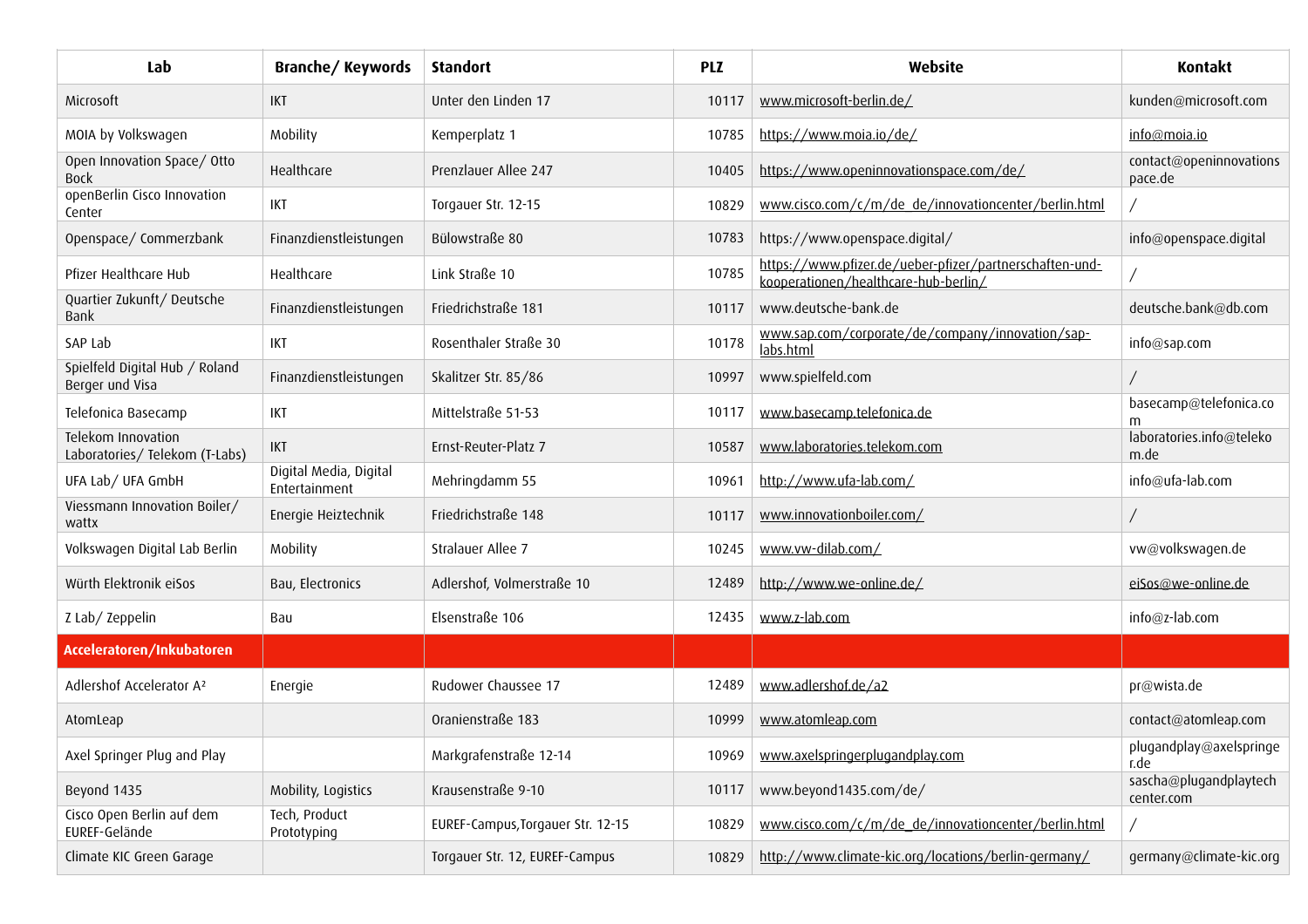| Lab | Branche/ Keywords | Standort | PLZ | Website | Kontakt |
|---|---|---|---|---|---|
| Microsoft | IKT | Unter den Linden 17 | 10117 | www.microsoft-berlin.de/ | kunden@microsoft.com |
| MOIA by Volkswagen | Mobility | Kemperplatz 1 | 10785 | https://www.moia.io/de/ | info@moia.io |
| Open Innovation Space/ Otto Bock | Healthcare | Prenzlauer Allee 247 | 10405 | https://www.openinnovationspace.com/de/ | contact@openinnovationspace.de |
| openBerlin Cisco Innovation Center | IKT | Torgauer Str. 12-15 | 10829 | www.cisco.com/c/m/de_de/innovationcenter/berlin.html | / |
| Openspace/ Commerzbank | Finanzdienstleistungen | Bülowstraße 80 | 10783 | https://www.openspace.digital/ | info@openspace.digital |
| Pfizer Healthcare Hub | Healthcare | Link Straße 10 | 10785 | https://www.pfizer.de/ueber-pfizer/partnerschaften-und-kooperationen/healthcare-hub-berlin/ | / |
| Quartier Zukunft/ Deutsche Bank | Finanzdienstleistungen | Friedrichstraße 181 | 10117 | www.deutsche-bank.de | deutsche.bank@db.com |
| SAP Lab | IKT | Rosenthaler Straße 30 | 10178 | www.sap.com/corporate/de/company/innovation/sap-labs.html | info@sap.com |
| Spielfeld Digital Hub / Roland Berger und Visa | Finanzdienstleistungen | Skalitzer Str. 85/86 | 10997 | www.spielfeld.com | / |
| Telefonica Basecamp | IKT | Mittelstraße 51-53 | 10117 | www.basecamp.telefonica.de | basecamp@telefonica.com |
| Telekom Innovation Laboratories/ Telekom (T-Labs) | IKT | Ernst-Reuter-Platz 7 | 10587 | www.laboratories.telekom.com | laboratories.info@telekom.de |
| UFA Lab/ UFA GmbH | Digital Media, Digital Entertainment | Mehringdamm 55 | 10961 | http://www.ufa-lab.com/ | info@ufa-lab.com |
| Viessmann Innovation Boiler/ wattx | Energie Heiztechnik | Friedrichstraße 148 | 10117 | www.innovationboiler.com/ | / |
| Volkswagen Digital Lab Berlin | Mobility | Stralauer Allee 7 | 10245 | www.vw-dilab.com/ | vw@volkswagen.de |
| Würth Elektronik eiSos | Bau, Electronics | Adlershof, Volmerstraße 10 | 12489 | http://www.we-online.de/ | eiSos@we-online.de |
| Z Lab/ Zeppelin | Bau | Elsenstraße 106 | 12435 | www.z-lab.com | info@z-lab.com |
| **Acceleratoren/Inkubatoren** | | | | | |
| Adlershof Accelerator A² | Energie | Rudower Chaussee 17 | 12489 | www.adlershof.de/a2 | pr@wista.de |
| AtomLeap | | Oranienstraße 183 | 10999 | www.atomleap.com | contact@atomleap.com |
| Axel Springer Plug and Play | | Markgrafenstraße 12-14 | 10969 | www.axelspringerplugandplay.com | plugandplay@axelspringer.de |
| Beyond 1435 | Mobility, Logistics | Krausenstraße 9-10 | 10117 | www.beyond1435.com/de/ | sascha@plugandplaytechcenter.com |
| Cisco Open Berlin auf dem EUREF-Gelände | Tech, Product Prototyping | EUREF-Campus,Torgauer Str. 12-15 | 10829 | www.cisco.com/c/m/de_de/innovationcenter/berlin.html | / |
| Climate KIC Green Garage | | Torgauer Str. 12, EUREF-Campus | 10829 | http://www.climate-kic.org/locations/berlin-germany/ | germany@climate-kic.org |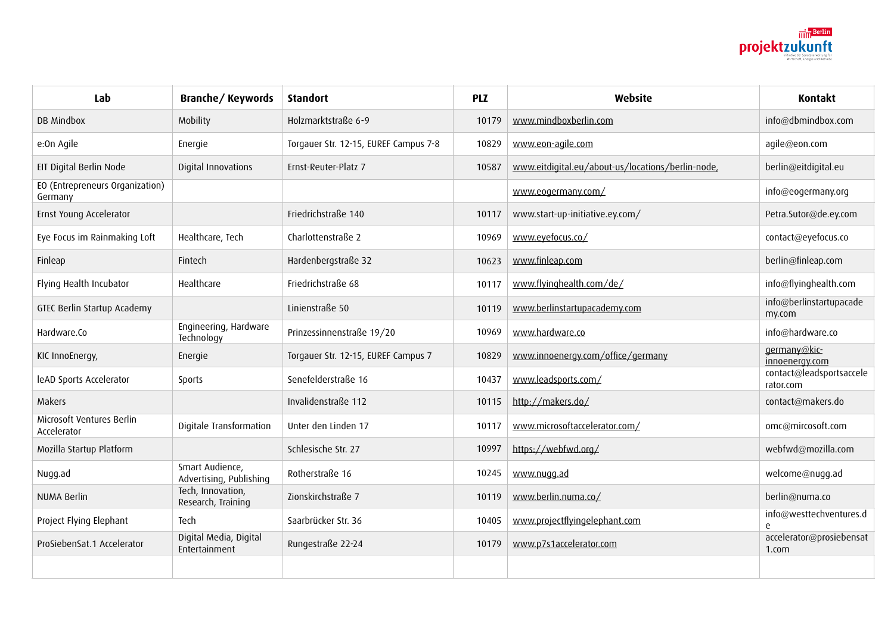| Lab | Branche/ Keywords | Standort | PLZ | Website | Kontakt |
|---|---|---|---|---|---|
| DB Mindbox | Mobility | Holzmarktstraße 6-9 | 10179 | www.mindboxberlin.com | info@dbmindbox.com |
| e:On Agile | Energie | Torgauer Str. 12-15, EUREF Campus 7-8 | 10829 | www.eon-agile.com | agile@eon.com |
| EIT Digital Berlin Node | Digital Innovations | Ernst-Reuter-Platz 7 | 10587 | www.eitdigital.eu/about-us/locations/berlin-node, | berlin@eitdigital.eu |
| EO (Entrepreneurs Organization) Germany | | | | www.eogermany.com/ | info@eogermany.org |
| Ernst Young Accelerator | | Friedrichstraße 140 | 10117 | www.start-up-initiative.ey.com/ | Petra.Sutor@de.ey.com |
| Eye Focus im Rainmaking Loft | Healthcare, Tech | Charlottenstraße 2 | 10969 | www.eyefocus.co/ | contact@eyefocus.co |
| Finleap | Fintech | Hardenbergstraße 32 | 10623 | www.finleap.com | berlin@finleap.com |
| Flying Health Incubator | Healthcare | Friedrichstraße 68 | 10117 | www.flyinghealth.com/de/ | info@flyinghealth.com |
| GTEC Berlin Startup Academy | | Linienstraße 50 | 10119 | www.berlinstartupacademy.com | info@berlinstartupacademy.com |
| Hardware.Co | Engineering, Hardware Technology | Prinzessinnenstraße 19/20 | 10969 | www.hardware.co | info@hardware.co |
| KIC InnoEnergy, | Energie | Torgauer Str. 12-15, EUREF Campus 7 | 10829 | www.innoenergy.com/office/germany | germany@kic-innoenergy.com |
| leAD Sports Accelerator | Sports | Senefelderstraße 16 | 10437 | www.leadsports.com/ | contact@leadsportsaccelerator.com |
| Makers | | Invalidenstraße 112 | 10115 | http://makers.do/ | contact@makers.do |
| Microsoft Ventures Berlin Accelerator | Digitale Transformation | Unter den Linden 17 | 10117 | www.microsoftaccelerator.com/ | omc@mircosoft.com |
| Mozilla Startup Platform | | Schlesische Str. 27 | 10997 | https://webfwd.org/ | webfwd@mozilla.com |
| Nugg.ad | Smart Audience, Advertising, Publishing | Rotherstraße 16 | 10245 | www.nugg.ad | welcome@nugg.ad |
| NUMA Berlin | Tech, Innovation, Research, Training | Zionskirchstraße 7 | 10119 | www.berlin.numa.co/ | berlin@numa.co |
| Project Flying Elephant | Tech | Saarbrücker Str. 36 | 10405 | www.projectflyingelephant.com | info@westtechventures.de |
| ProSiebenSat.1 Accelerator | Digital Media, Digital Entertainment | Rungestraße 22-24 | 10179 | www.p7s1accelerator.com | accelerator@prosiebensat1.com |
| | | | | | |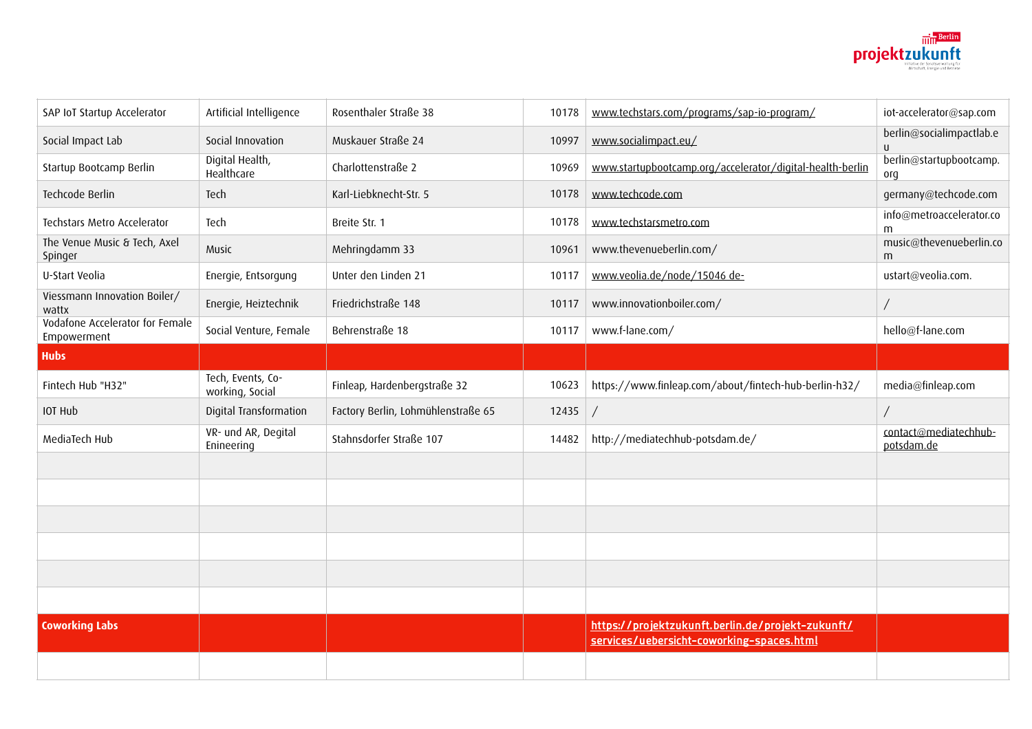| | | | | | |
|---|---|---|---|---|---|
| SAP IoT Startup Accelerator | Artificial Intelligence | Rosenthaler Straße 38 | 10178 | www.techstars.com/programs/sap-io-program/ | iot-accelerator@sap.com |
| Social Impact Lab | Social Innovation | Muskauer Straße 24 | 10997 | www.socialimpact.eu/ | berlin@socialimpactlab.eu |
| Startup Bootcamp Berlin | Digital Health, Healthcare | Charlottenstraße 2 | 10969 | www.startupbootcamp.org/accelerator/digital-health-berlin | berlin@startupbootcamp.org |
| Techcode Berlin | Tech | Karl-Liebknecht-Str. 5 | 10178 | www.techcode.com | germany@techcode.com |
| Techstars Metro Accelerator | Tech | Breite Str. 1 | 10178 | www.techstarsmetro.com | info@metroaccelerator.com |
| The Venue Music & Tech, Axel Spinger | Music | Mehringdamm 33 | 10961 | www.thevenueberlin.com/ | music@thevenueberlin.com |
| U-Start Veolia | Energie, Entsorgung | Unter den Linden 21 | 10117 | www.veolia.de/node/15046 de- | ustart@veolia.com. |
| Viessmann Innovation Boiler/ wattx | Energie, Heiztechnik | Friedrichstraße 148 | 10117 | www.innovationboiler.com/ | / |
| Vodafone Accelerator for Female Empowerment | Social Venture, Female | Behrenstraße 18 | 10117 | www.f-lane.com/ | hello@f-lane.com |
| **Hubs** | | | | | |
| Fintech Hub "H32" | Tech, Events, Co-working, Social | Finleap, Hardenbergstraße 32 | 10623 | https://www.finleap.com/about/fintech-hub-berlin-h32/ | media@finleap.com |
| IOT Hub | Digital Transformation | Factory Berlin, Lohmühlenstraße 65 | 12435 | / | / |
| MediaTech Hub | VR- und AR, Degital Enineering | Stahnsdorfer Straße 107 | 14482 | http://mediatechhub-potsdam.de/ | contact@mediatechhub-potsdam.de |
| | | | | | |
| | | | | | |
| | | | | | |
| | | | | | |
| | | | | | |
| | | | | | |
| **Coworking Labs** | | | | https://projektzukunft.berlin.de/projekt-zukunft/services/uebersicht-coworking-spaces.html | |
| | | | | | |